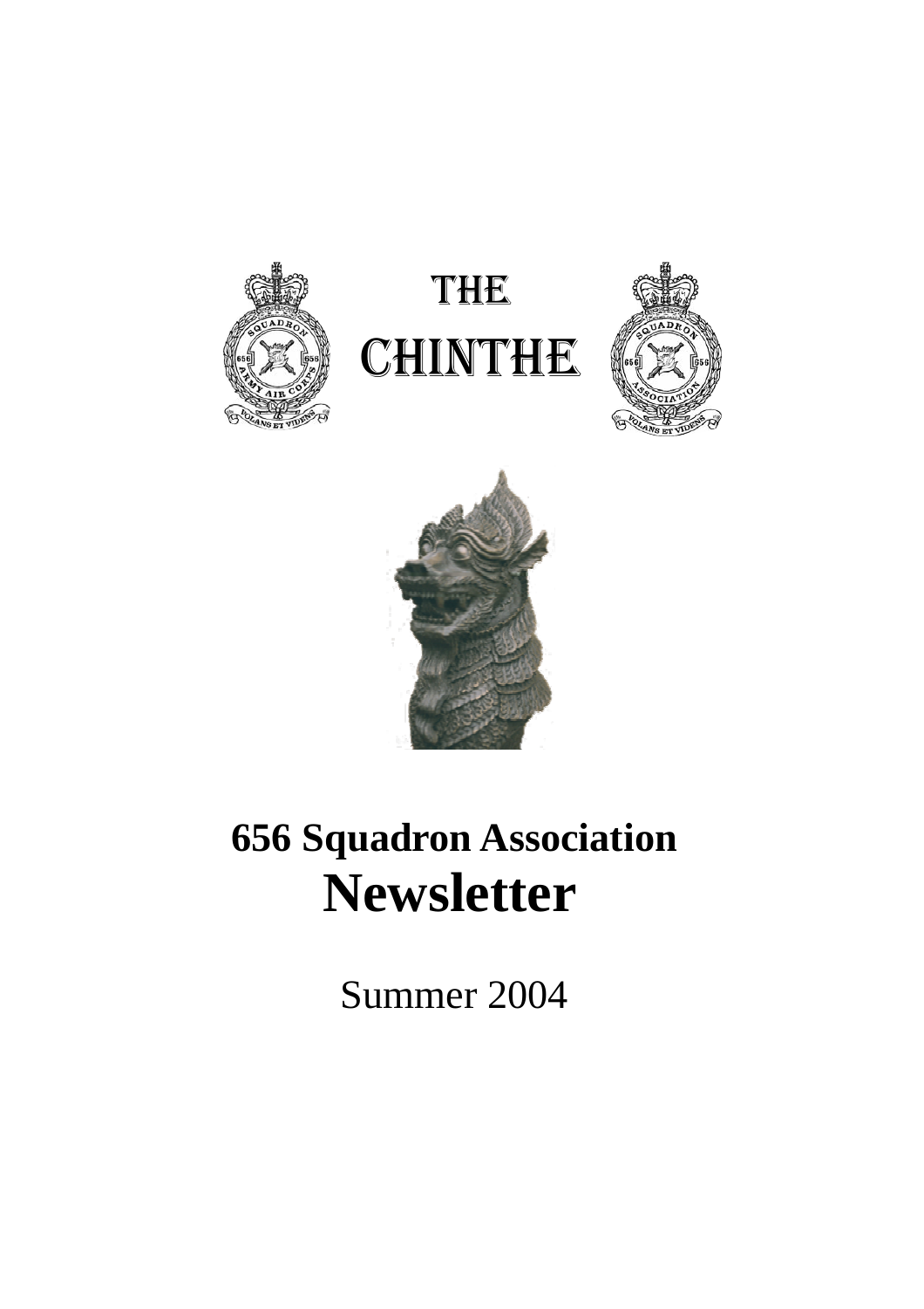# THE CHINTHE

# 656 Squadron Association Newsletter

Summer 2004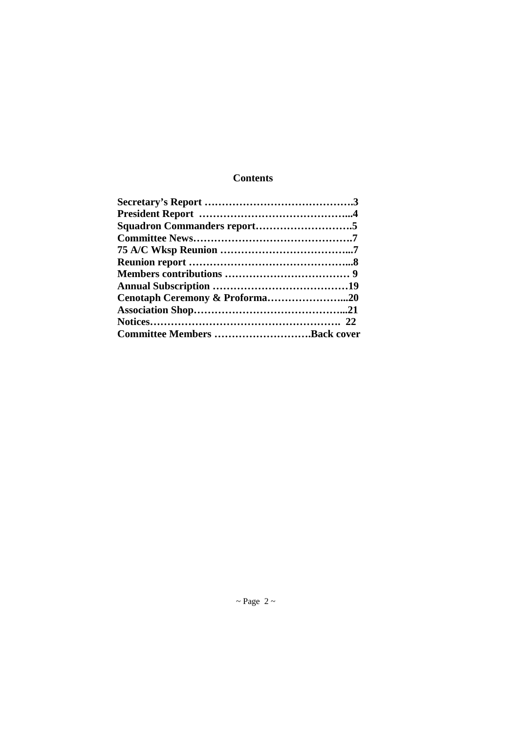## Contents

**Secretary's Report ……………………………………3**
**President Report ……………………………………...4**
**Squadron Commanders report……………………….5**
**Committee News………………………………………7**
**75 A/C Wksp Reunion ………………………………...7**
**Reunion report ………………………………………...8**
**Members contributions ……………………………… 9**
**Annual Subscription …………………………………19**
**Cenotaph Ceremony & Proforma…………………...20**
**Association Shop……………………………………...21**
**Notices………………………………………………. 22**
**Committee Members ……………………….Back cover**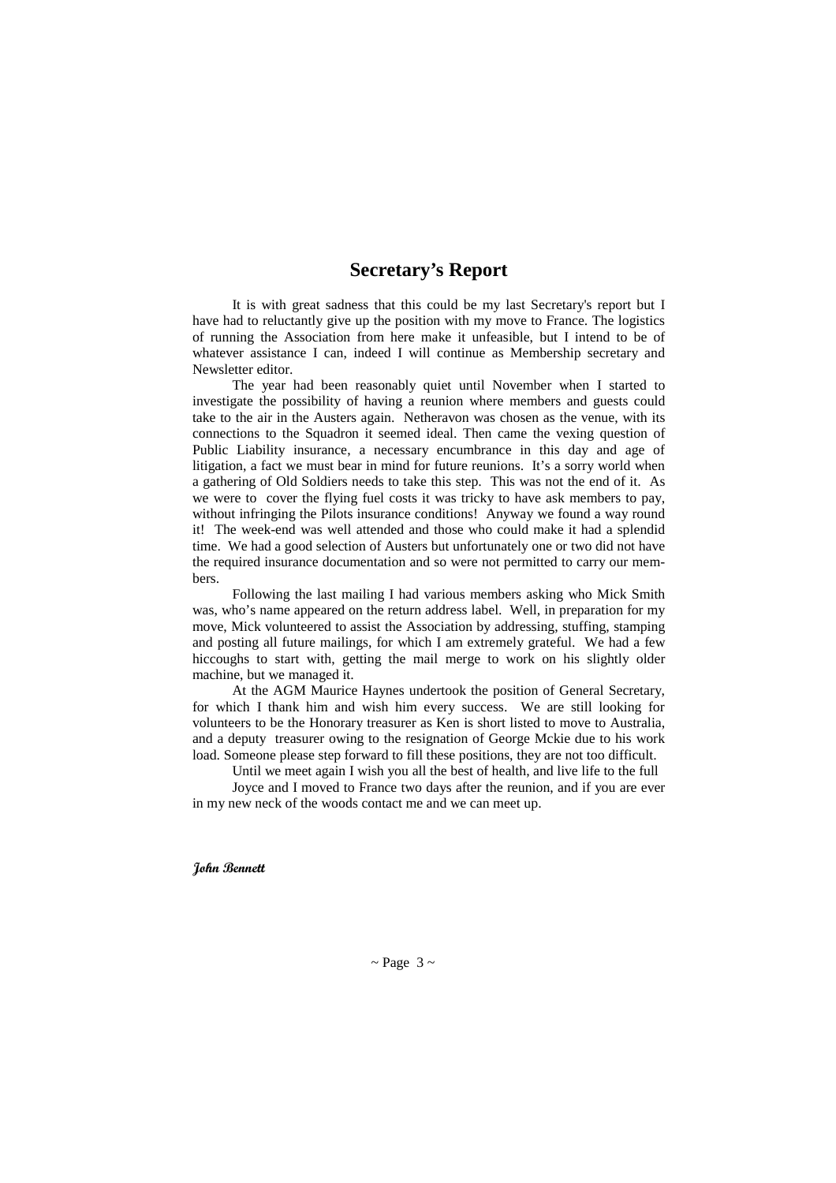## Secretary's Report

It is with great sadness that this could be my last Secretary's report but I have had to reluctantly give up the position with my move to France. The logistics of running the Association from here make it unfeasible, but I intend to be of whatever assistance I can, indeed I will continue as Membership secretary and Newsletter editor.

The year had been reasonably quiet until November when I started to investigate the possibility of having a reunion where members and guests could take to the air in the Austers again. Netheravon was chosen as the venue, with its connections to the Squadron it seemed ideal. Then came the vexing question of Public Liability insurance, a necessary encumbrance in this day and age of litigation, a fact we must bear in mind for future reunions. It's a sorry world when a gathering of Old Soldiers needs to take this step. This was not the end of it. As we were to cover the flying fuel costs it was tricky to have ask members to pay, without infringing the Pilots insurance conditions! Anyway we found a way round it! The week-end was well attended and those who could make it had a splendid time. We had a good selection of Austers but unfortunately one or two did not have the required insurance documentation and so were not permitted to carry our members.

Following the last mailing I had various members asking who Mick Smith was, who's name appeared on the return address label. Well, in preparation for my move, Mick volunteered to assist the Association by addressing, stuffing, stamping and posting all future mailings, for which I am extremely grateful. We had a few hiccoughs to start with, getting the mail merge to work on his slightly older machine, but we managed it.

At the AGM Maurice Haynes undertook the position of General Secretary, for which I thank him and wish him every success. We are still looking for volunteers to be the Honorary treasurer as Ken is short listed to move to Australia, and a deputy treasurer owing to the resignation of George Mckie due to his work load. Someone please step forward to fill these positions, they are not too difficult.

Until we meet again I wish you all the best of health, and live life to the full

Joyce and I moved to France two days after the reunion, and if you are ever in my new neck of the woods contact me and we can meet up.

***John Bennett***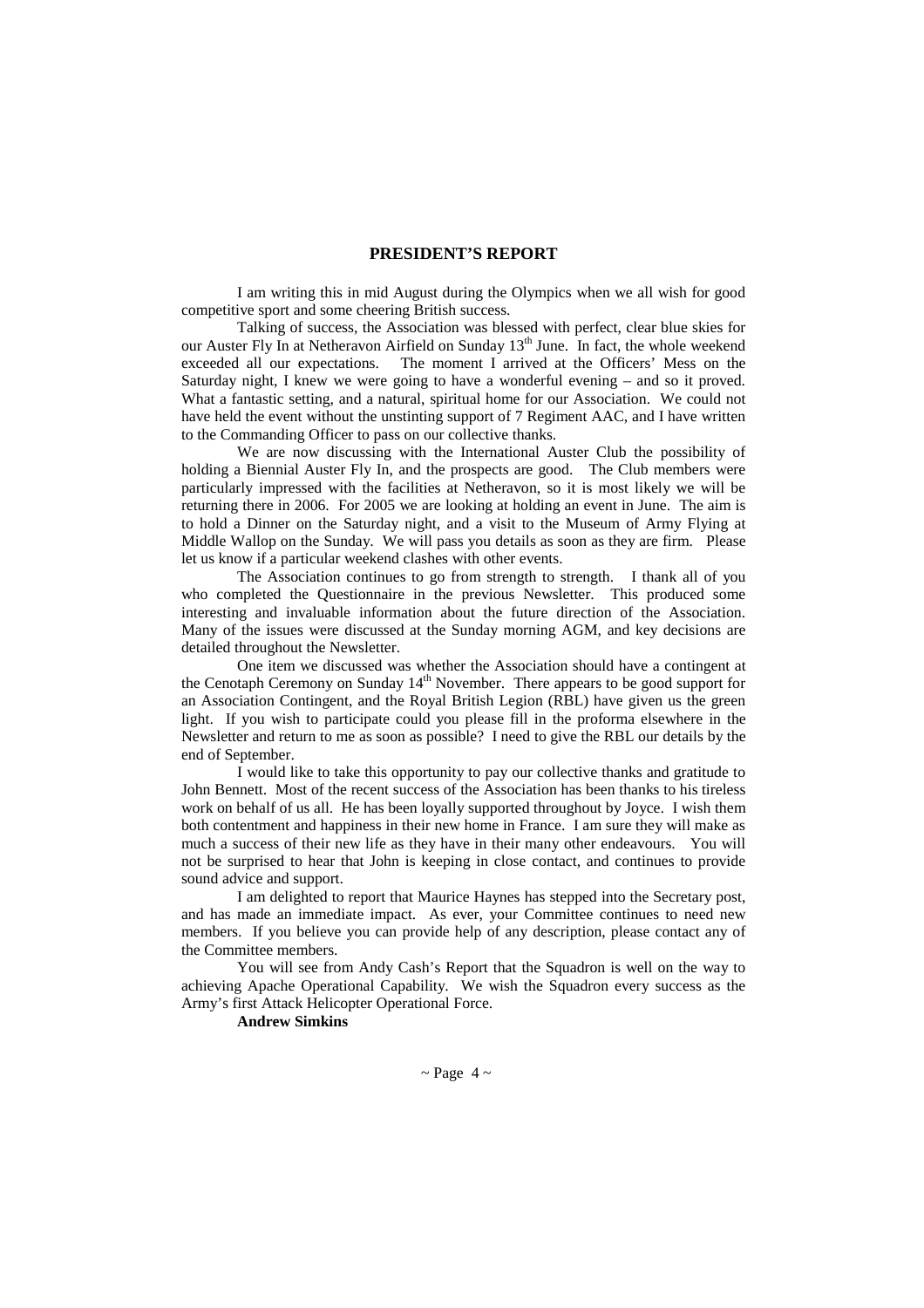## PRESIDENT'S REPORT

I am writing this in mid August during the Olympics when we all wish for good competitive sport and some cheering British success.

Talking of success, the Association was blessed with perfect, clear blue skies for our Auster Fly In at Netheravon Airfield on Sunday 13th June. In fact, the whole weekend exceeded all our expectations. The moment I arrived at the Officers' Mess on the Saturday night, I knew we were going to have a wonderful evening – and so it proved. What a fantastic setting, and a natural, spiritual home for our Association. We could not have held the event without the unstinting support of 7 Regiment AAC, and I have written to the Commanding Officer to pass on our collective thanks.

We are now discussing with the International Auster Club the possibility of holding a Biennial Auster Fly In, and the prospects are good. The Club members were particularly impressed with the facilities at Netheravon, so it is most likely we will be returning there in 2006. For 2005 we are looking at holding an event in June. The aim is to hold a Dinner on the Saturday night, and a visit to the Museum of Army Flying at Middle Wallop on the Sunday. We will pass you details as soon as they are firm. Please let us know if a particular weekend clashes with other events.

The Association continues to go from strength to strength. I thank all of you who completed the Questionnaire in the previous Newsletter. This produced some interesting and invaluable information about the future direction of the Association. Many of the issues were discussed at the Sunday morning AGM, and key decisions are detailed throughout the Newsletter.

One item we discussed was whether the Association should have a contingent at the Cenotaph Ceremony on Sunday 14th November. There appears to be good support for an Association Contingent, and the Royal British Legion (RBL) have given us the green light. If you wish to participate could you please fill in the proforma elsewhere in the Newsletter and return to me as soon as possible? I need to give the RBL our details by the end of September.

I would like to take this opportunity to pay our collective thanks and gratitude to John Bennett. Most of the recent success of the Association has been thanks to his tireless work on behalf of us all. He has been loyally supported throughout by Joyce. I wish them both contentment and happiness in their new home in France. I am sure they will make as much a success of their new life as they have in their many other endeavours. You will not be surprised to hear that John is keeping in close contact, and continues to provide sound advice and support.

I am delighted to report that Maurice Haynes has stepped into the Secretary post, and has made an immediate impact. As ever, your Committee continues to need new members. If you believe you can provide help of any description, please contact any of the Committee members.

You will see from Andy Cash's Report that the Squadron is well on the way to achieving Apache Operational Capability. We wish the Squadron every success as the Army's first Attack Helicopter Operational Force.

**Andrew Simkins**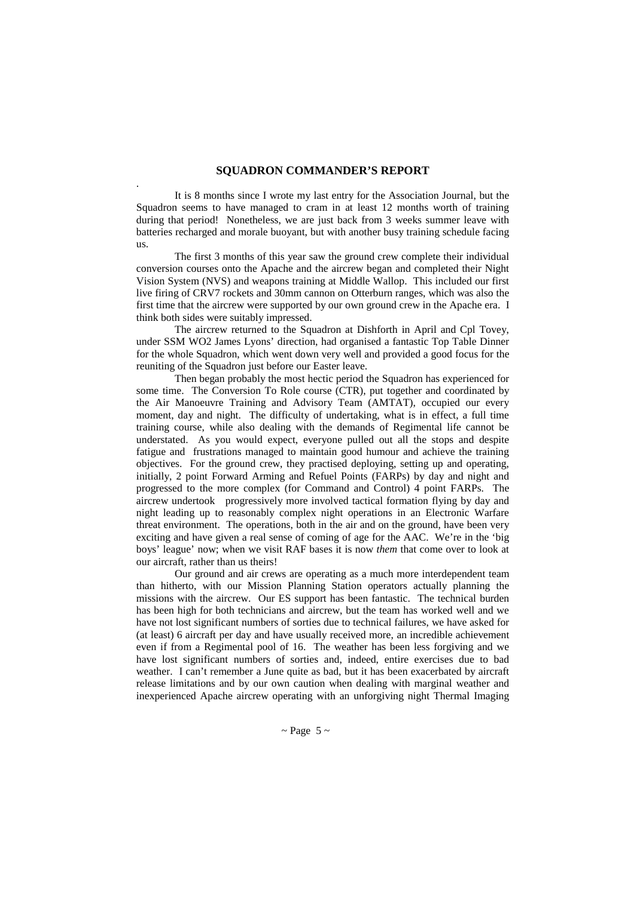## SQUADRON COMMANDER'S REPORT

It is 8 months since I wrote my last entry for the Association Journal, but the Squadron seems to have managed to cram in at least 12 months worth of training during that period! Nonetheless, we are just back from 3 weeks summer leave with batteries recharged and morale buoyant, but with another busy training schedule facing us.

The first 3 months of this year saw the ground crew complete their individual conversion courses onto the Apache and the aircrew began and completed their Night Vision System (NVS) and weapons training at Middle Wallop. This included our first live firing of CRV7 rockets and 30mm cannon on Otterburn ranges, which was also the first time that the aircrew were supported by our own ground crew in the Apache era. I think both sides were suitably impressed.

The aircrew returned to the Squadron at Dishforth in April and Cpl Tovey, under SSM WO2 James Lyons' direction, had organised a fantastic Top Table Dinner for the whole Squadron, which went down very well and provided a good focus for the reuniting of the Squadron just before our Easter leave.

Then began probably the most hectic period the Squadron has experienced for some time. The Conversion To Role course (CTR), put together and coordinated by the Air Manoeuvre Training and Advisory Team (AMTAT), occupied our every moment, day and night. The difficulty of undertaking, what is in effect, a full time training course, while also dealing with the demands of Regimental life cannot be understated. As you would expect, everyone pulled out all the stops and despite fatigue and frustrations managed to maintain good humour and achieve the training objectives. For the ground crew, they practised deploying, setting up and operating, initially, 2 point Forward Arming and Refuel Points (FARPs) by day and night and progressed to the more complex (for Command and Control) 4 point FARPs. The aircrew undertook progressively more involved tactical formation flying by day and night leading up to reasonably complex night operations in an Electronic Warfare threat environment. The operations, both in the air and on the ground, have been very exciting and have given a real sense of coming of age for the AAC. We're in the 'big boys' league' now; when we visit RAF bases it is now *them* that come over to look at our aircraft, rather than us theirs!

Our ground and air crews are operating as a much more interdependent team than hitherto, with our Mission Planning Station operators actually planning the missions with the aircrew. Our ES support has been fantastic. The technical burden has been high for both technicians and aircrew, but the team has worked well and we have not lost significant numbers of sorties due to technical failures, we have asked for (at least) 6 aircraft per day and have usually received more, an incredible achievement even if from a Regimental pool of 16. The weather has been less forgiving and we have lost significant numbers of sorties and, indeed, entire exercises due to bad weather. I can't remember a June quite as bad, but it has been exacerbated by aircraft release limitations and by our own caution when dealing with marginal weather and inexperienced Apache aircrew operating with an unforgiving night Thermal Imaging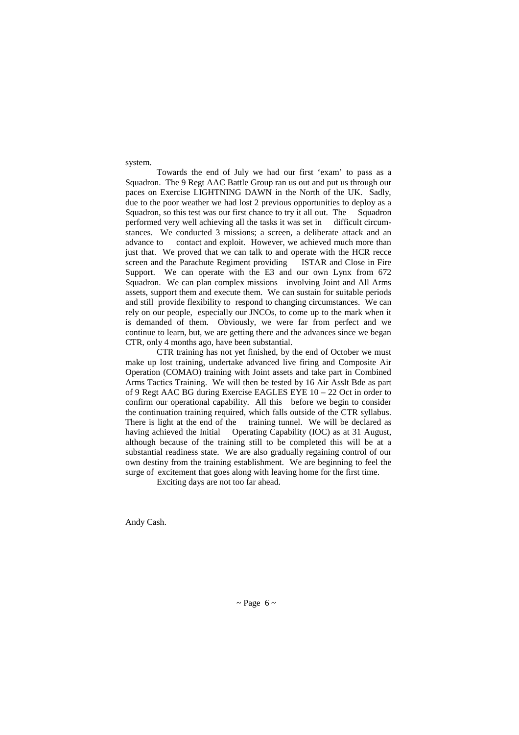system.

Towards the end of July we had our first 'exam' to pass as a Squadron. The 9 Regt AAC Battle Group ran us out and put us through our paces on Exercise LIGHTNING DAWN in the North of the UK. Sadly, due to the poor weather we had lost 2 previous opportunities to deploy as a Squadron, so this test was our first chance to try it all out. The Squadron performed very well achieving all the tasks it was set in difficult circumstances. We conducted 3 missions; a screen, a deliberate attack and an advance to contact and exploit. However, we achieved much more than just that. We proved that we can talk to and operate with the HCR recce screen and the Parachute Regiment providing ISTAR and Close in Fire Support. We can operate with the E3 and our own Lynx from 672 Squadron. We can plan complex missions involving Joint and All Arms assets, support them and execute them. We can sustain for suitable periods and still provide flexibility to respond to changing circumstances. We can rely on our people, especially our JNCOs, to come up to the mark when it is demanded of them. Obviously, we were far from perfect and we continue to learn, but, we are getting there and the advances since we began CTR, only 4 months ago, have been substantial.

CTR training has not yet finished, by the end of October we must make up lost training, undertake advanced live firing and Composite Air Operation (COMAO) training with Joint assets and take part in Combined Arms Tactics Training. We will then be tested by 16 Air Asslt Bde as part of 9 Regt AAC BG during Exercise EAGLES EYE 10 – 22 Oct in order to confirm our operational capability. All this before we begin to consider the continuation training required, which falls outside of the CTR syllabus. There is light at the end of the training tunnel. We will be declared as having achieved the Initial Operating Capability (IOC) as at 31 August, although because of the training still to be completed this will be at a substantial readiness state. We are also gradually regaining control of our own destiny from the training establishment. We are beginning to feel the surge of excitement that goes along with leaving home for the first time.

Exciting days are not too far ahead.

Andy Cash.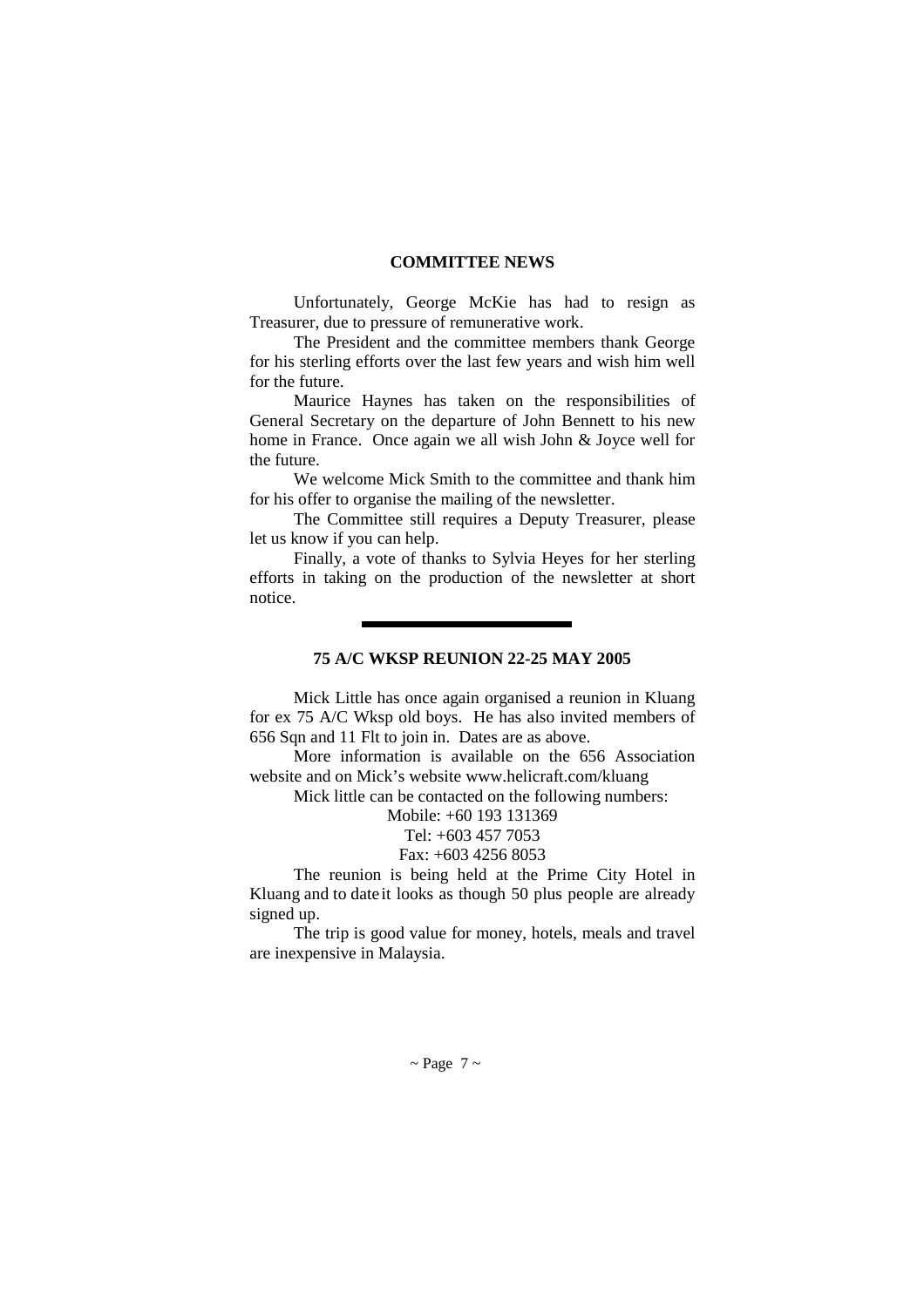## COMMITTEE NEWS

Unfortunately, George McKie has had to resign as Treasurer, due to pressure of remunerative work.

The President and the committee members thank George for his sterling efforts over the last few years and wish him well for the future.

Maurice Haynes has taken on the responsibilities of General Secretary on the departure of John Bennett to his new home in France. Once again we all wish John & Joyce well for the future.

We welcome Mick Smith to the committee and thank him for his offer to organise the mailing of the newsletter.

The Committee still requires a Deputy Treasurer, please let us know if you can help.

Finally, a vote of thanks to Sylvia Heyes for her sterling efforts in taking on the production of the newsletter at short notice.

---

## 75 A/C WKSP REUNION 22-25 MAY 2005

Mick Little has once again organised a reunion in Kluang for ex 75 A/C Wksp old boys. He has also invited members of 656 Sqn and 11 Flt to join in. Dates are as above.

More information is available on the 656 Association website and on Mick's website www.helicraft.com/kluang

Mick little can be contacted on the following numbers:

Mobile: +60 193 131369
Tel: +603 457 7053
Fax: +603 4256 8053

The reunion is being held at the Prime City Hotel in Kluang and to date it looks as though 50 plus people are already signed up.

The trip is good value for money, hotels, meals and travel are inexpensive in Malaysia.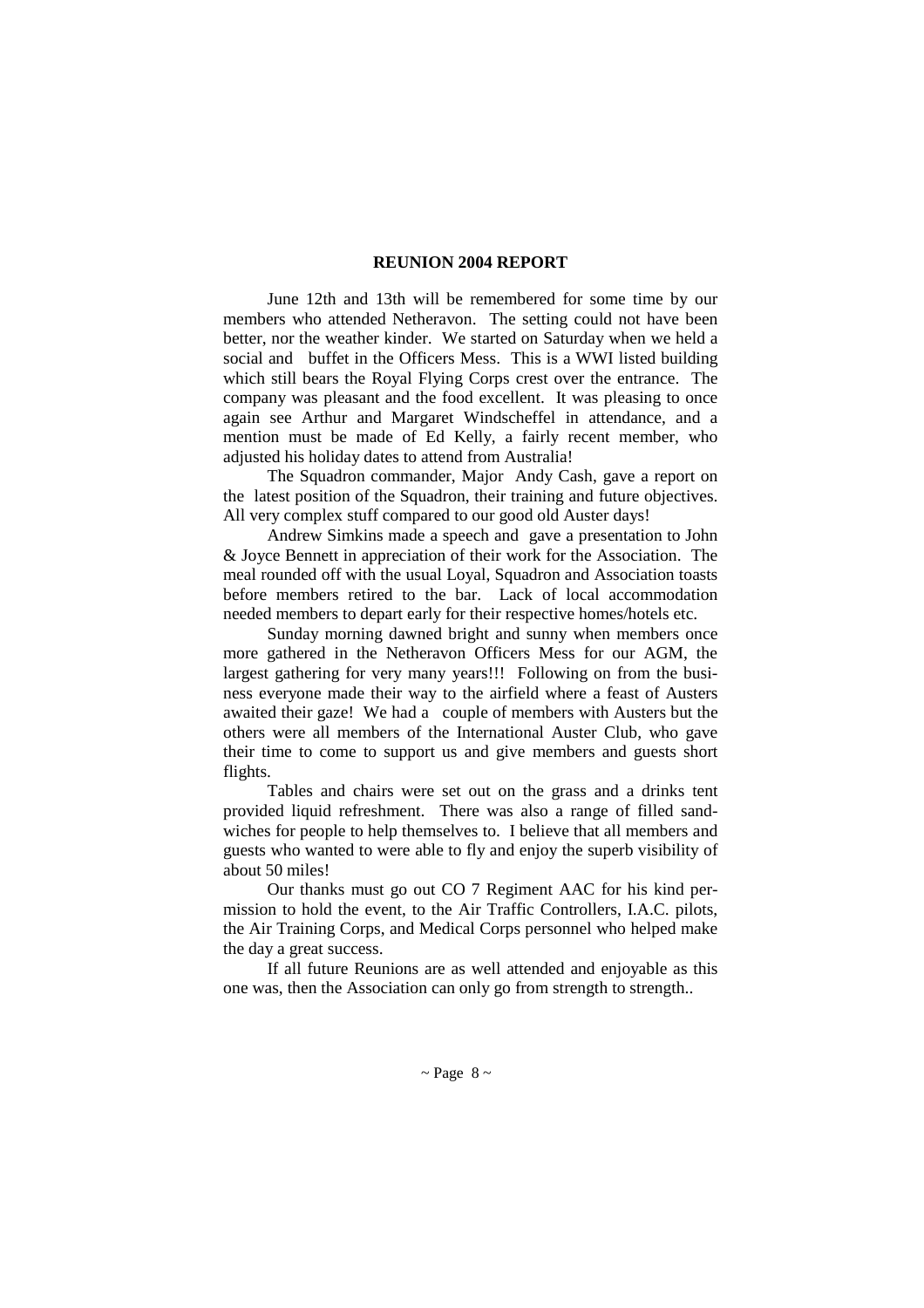## REUNION 2004 REPORT

June 12th and 13th will be remembered for some time by our members who attended Netheravon. The setting could not have been better, nor the weather kinder. We started on Saturday when we held a social and buffet in the Officers Mess. This is a WWI listed building which still bears the Royal Flying Corps crest over the entrance. The company was pleasant and the food excellent. It was pleasing to once again see Arthur and Margaret Windscheffel in attendance, and a mention must be made of Ed Kelly, a fairly recent member, who adjusted his holiday dates to attend from Australia!

The Squadron commander, Major Andy Cash, gave a report on the latest position of the Squadron, their training and future objectives. All very complex stuff compared to our good old Auster days!

Andrew Simkins made a speech and gave a presentation to John & Joyce Bennett in appreciation of their work for the Association. The meal rounded off with the usual Loyal, Squadron and Association toasts before members retired to the bar. Lack of local accommodation needed members to depart early for their respective homes/hotels etc.

Sunday morning dawned bright and sunny when members once more gathered in the Netheravon Officers Mess for our AGM, the largest gathering for very many years!!! Following on from the business everyone made their way to the airfield where a feast of Austers awaited their gaze! We had a couple of members with Austers but the others were all members of the International Auster Club, who gave their time to come to support us and give members and guests short flights.

Tables and chairs were set out on the grass and a drinks tent provided liquid refreshment. There was also a range of filled sandwiches for people to help themselves to. I believe that all members and guests who wanted to were able to fly and enjoy the superb visibility of about 50 miles!

Our thanks must go out CO 7 Regiment AAC for his kind permission to hold the event, to the Air Traffic Controllers, I.A.C. pilots, the Air Training Corps, and Medical Corps personnel who helped make the day a great success.

If all future Reunions are as well attended and enjoyable as this one was, then the Association can only go from strength to strength..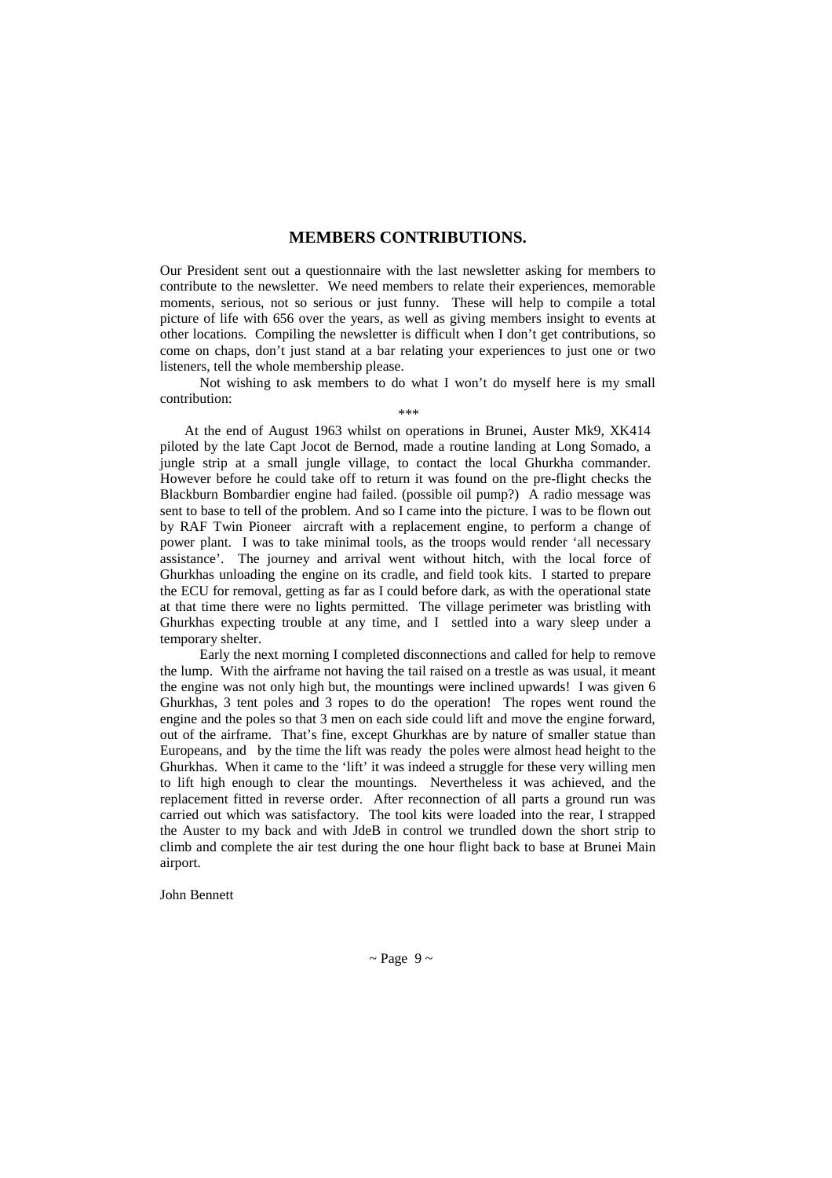## MEMBERS CONTRIBUTIONS.

Our President sent out a questionnaire with the last newsletter asking for members to contribute to the newsletter. We need members to relate their experiences, memorable moments, serious, not so serious or just funny. These will help to compile a total picture of life with 656 over the years, as well as giving members insight to events at other locations. Compiling the newsletter is difficult when I don't get contributions, so come on chaps, don't just stand at a bar relating your experiences to just one or two listeners, tell the whole membership please.

Not wishing to ask members to do what I won't do myself here is my small contribution:

\*\*\*

At the end of August 1963 whilst on operations in Brunei, Auster Mk9, XK414 piloted by the late Capt Jocot de Bernod, made a routine landing at Long Somado, a jungle strip at a small jungle village, to contact the local Ghurkha commander. However before he could take off to return it was found on the pre-flight checks the Blackburn Bombardier engine had failed. (possible oil pump?) A radio message was sent to base to tell of the problem. And so I came into the picture. I was to be flown out by RAF Twin Pioneer aircraft with a replacement engine, to perform a change of power plant. I was to take minimal tools, as the troops would render 'all necessary assistance'. The journey and arrival went without hitch, with the local force of Ghurkhas unloading the engine on its cradle, and field took kits. I started to prepare the ECU for removal, getting as far as I could before dark, as with the operational state at that time there were no lights permitted. The village perimeter was bristling with Ghurkhas expecting trouble at any time, and I settled into a wary sleep under a temporary shelter.

Early the next morning I completed disconnections and called for help to remove the lump. With the airframe not having the tail raised on a trestle as was usual, it meant the engine was not only high but, the mountings were inclined upwards! I was given 6 Ghurkhas, 3 tent poles and 3 ropes to do the operation! The ropes went round the engine and the poles so that 3 men on each side could lift and move the engine forward, out of the airframe. That's fine, except Ghurkhas are by nature of smaller statue than Europeans, and by the time the lift was ready the poles were almost head height to the Ghurkhas. When it came to the 'lift' it was indeed a struggle for these very willing men to lift high enough to clear the mountings. Nevertheless it was achieved, and the replacement fitted in reverse order. After reconnection of all parts a ground run was carried out which was satisfactory. The tool kits were loaded into the rear, I strapped the Auster to my back and with JdeB in control we trundled down the short strip to climb and complete the air test during the one hour flight back to base at Brunei Main airport.

John Bennett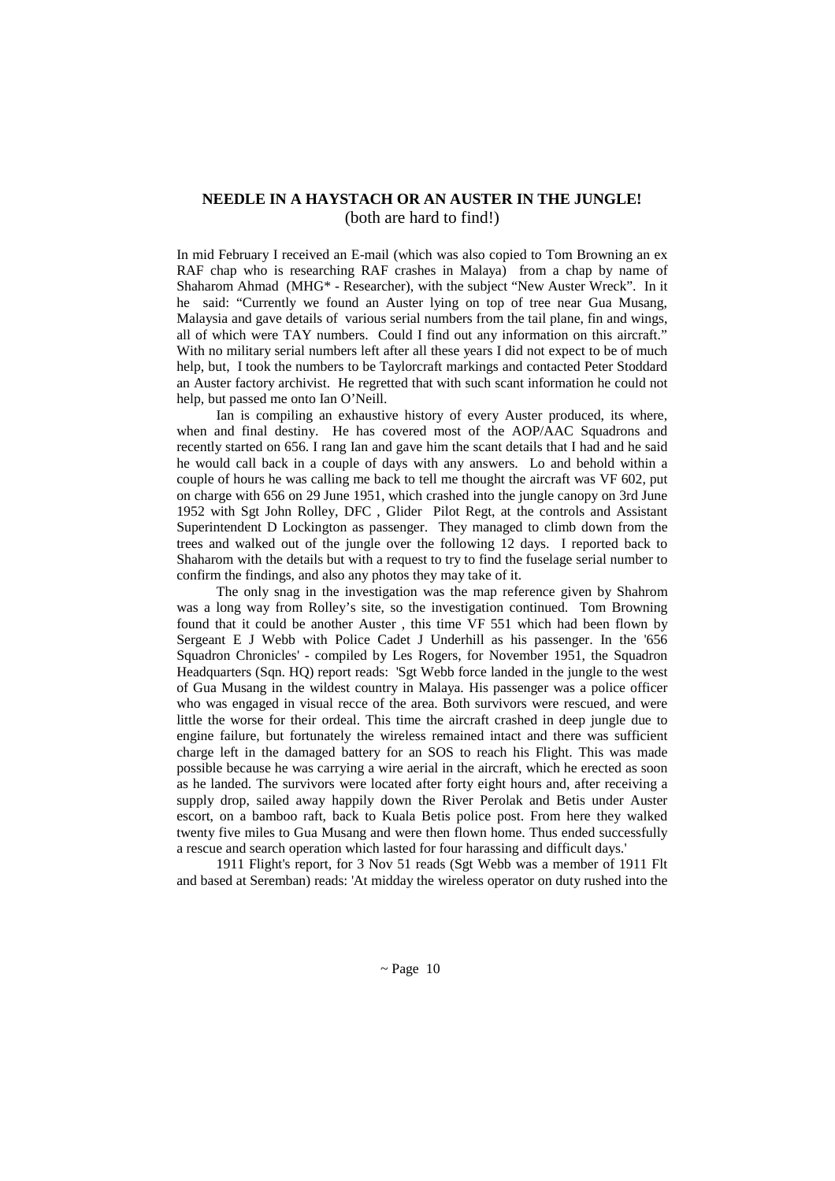## NEEDLE IN A HAYSTACH OR AN AUSTER IN THE JUNGLE!

(both are hard to find!)

In mid February I received an E-mail (which was also copied to Tom Browning an ex RAF chap who is researching RAF crashes in Malaya) from a chap by name of Shaharom Ahmad (MHG* - Researcher), with the subject "New Auster Wreck". In it he said: "Currently we found an Auster lying on top of tree near Gua Musang, Malaysia and gave details of various serial numbers from the tail plane, fin and wings, all of which were TAY numbers. Could I find out any information on this aircraft." With no military serial numbers left after all these years I did not expect to be of much help, but, I took the numbers to be Taylorcraft markings and contacted Peter Stoddard an Auster factory archivist. He regretted that with such scant information he could not help, but passed me onto Ian O'Neill.

Ian is compiling an exhaustive history of every Auster produced, its where, when and final destiny. He has covered most of the AOP/AAC Squadrons and recently started on 656. I rang Ian and gave him the scant details that I had and he said he would call back in a couple of days with any answers. Lo and behold within a couple of hours he was calling me back to tell me thought the aircraft was VF 602, put on charge with 656 on 29 June 1951, which crashed into the jungle canopy on 3rd June 1952 with Sgt John Rolley, DFC , Glider Pilot Regt, at the controls and Assistant Superintendent D Lockington as passenger. They managed to climb down from the trees and walked out of the jungle over the following 12 days. I reported back to Shaharom with the details but with a request to try to find the fuselage serial number to confirm the findings, and also any photos they may take of it.

The only snag in the investigation was the map reference given by Shahrom was a long way from Rolley's site, so the investigation continued. Tom Browning found that it could be another Auster , this time VF 551 which had been flown by Sergeant E J Webb with Police Cadet J Underhill as his passenger. In the '656 Squadron Chronicles' - compiled by Les Rogers, for November 1951, the Squadron Headquarters (Sqn. HQ) report reads: 'Sgt Webb force landed in the jungle to the west of Gua Musang in the wildest country in Malaya. His passenger was a police officer who was engaged in visual recce of the area. Both survivors were rescued, and were little the worse for their ordeal. This time the aircraft crashed in deep jungle due to engine failure, but fortunately the wireless remained intact and there was sufficient charge left in the damaged battery for an SOS to reach his Flight. This was made possible because he was carrying a wire aerial in the aircraft, which he erected as soon as he landed. The survivors were located after forty eight hours and, after receiving a supply drop, sailed away happily down the River Perolak and Betis under Auster escort, on a bamboo raft, back to Kuala Betis police post. From here they walked twenty five miles to Gua Musang and were then flown home. Thus ended successfully a rescue and search operation which lasted for four harassing and difficult days.'

1911 Flight's report, for 3 Nov 51 reads (Sgt Webb was a member of 1911 Flt and based at Seremban) reads: 'At midday the wireless operator on duty rushed into the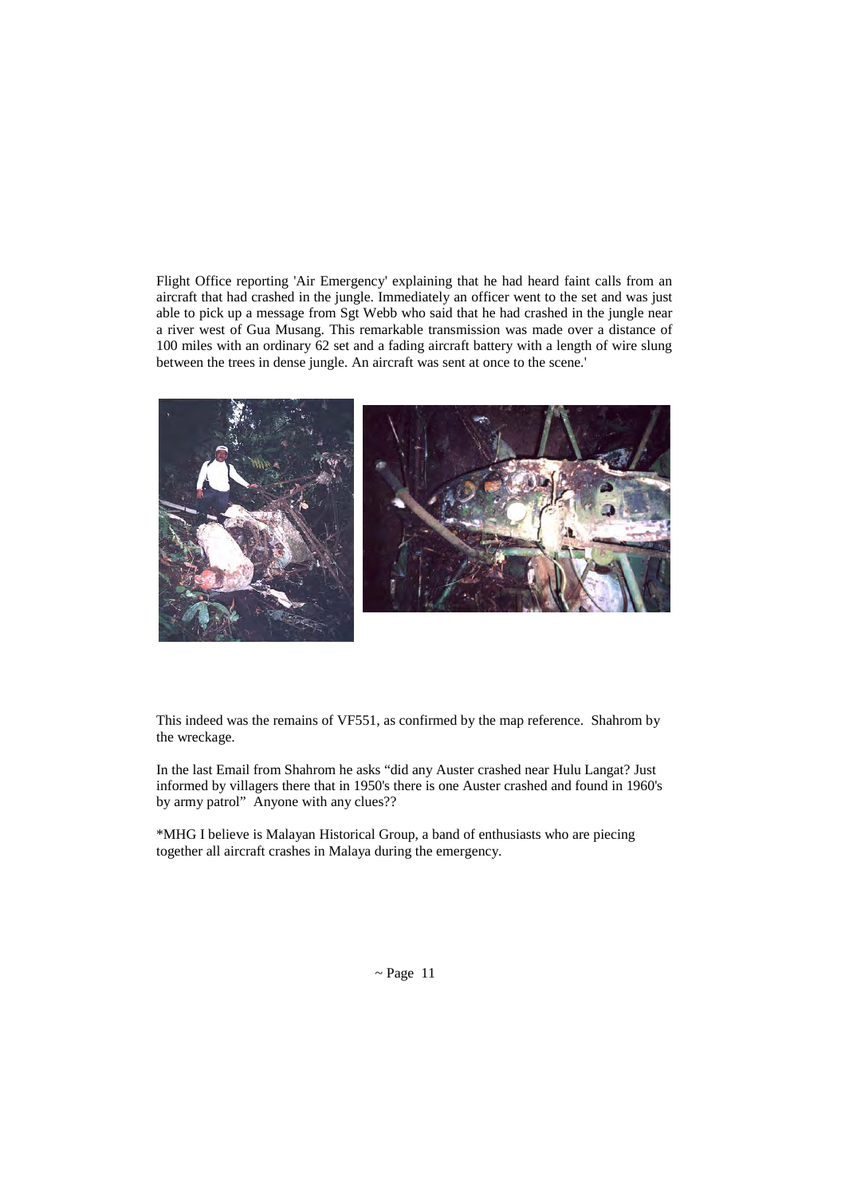Flight Office reporting 'Air Emergency' explaining that he had heard faint calls from an aircraft that had crashed in the jungle. Immediately an officer went to the set and was just able to pick up a message from Sgt Webb who said that he had crashed in the jungle near a river west of Gua Musang. This remarkable transmission was made over a distance of 100 miles with an ordinary 62 set and a fading aircraft battery with a length of wire slung between the trees in dense jungle. An aircraft was sent at once to the scene.'

This indeed was the remains of VF551, as confirmed by the map reference. Shahrom by the wreckage.

In the last Email from Shahrom he asks "did any Auster crashed near Hulu Langat? Just informed by villagers there that in 1950's there is one Auster crashed and found in 1960's by army patrol" Anyone with any clues??

*MHG I believe is Malayan Historical Group, a band of enthusiasts who are piecing together all aircraft crashes in Malaya during the emergency.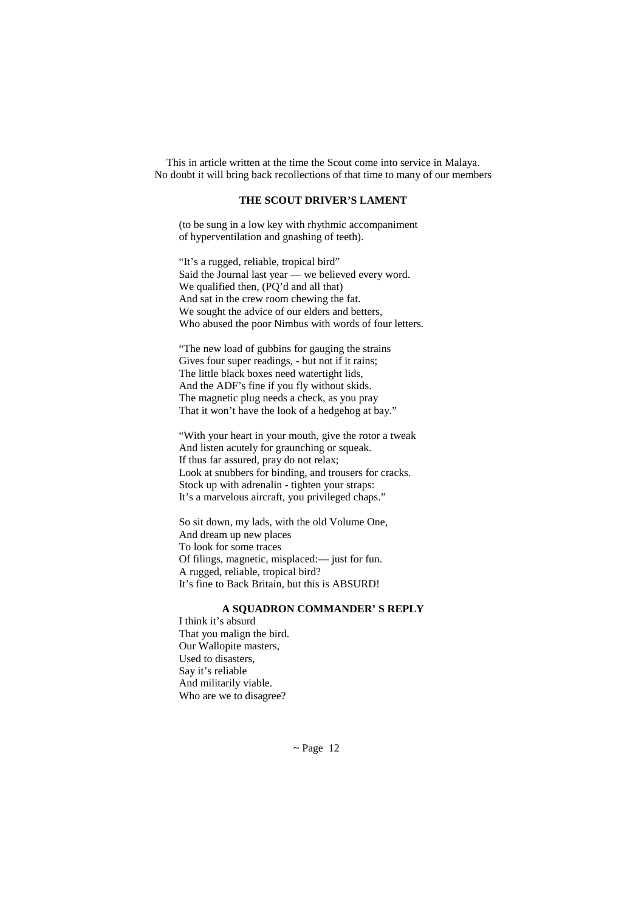This in article written at the time the Scout come into service in Malaya.
No doubt it will bring back recollections of that time to many of our members

**THE SCOUT DRIVER'S LAMENT**

(to be sung in a low key with rhythmic accompaniment
of hyperventilation and gnashing of teeth).

"It's a rugged, reliable, tropical bird"
Said the Journal last year — we believed every word.
We qualified then, (PQ'd and all that)
And sat in the crew room chewing the fat.
We sought the advice of our elders and betters,
Who abused the poor Nimbus with words of four letters.

"The new load of gubbins for gauging the strains
Gives four super readings, - but not if it rains;
The little black boxes need watertight lids,
And the ADF's fine if you fly without skids.
The magnetic plug needs a check, as you pray
That it won't have the look of a hedgehog at bay."

"With your heart in your mouth, give the rotor a tweak
And listen acutely for graunching or squeak.
If thus far assured, pray do not relax;
Look at snubbers for binding, and trousers for cracks.
Stock up with adrenalin - tighten your straps:
It's a marvelous aircraft, you privileged chaps."

So sit down, my lads, with the old Volume One,
And dream up new places
To look for some traces
Of filings, magnetic, misplaced:— just for fun.
A rugged, reliable, tropical bird?
It's fine to Back Britain, but this is ABSURD!

**A SQUADRON COMMANDER' S REPLY**

I think it's absurd
That you malign the bird.
Our Wallopite masters,
Used to disasters,
Say it's reliable
And militarily viable.
Who are we to disagree?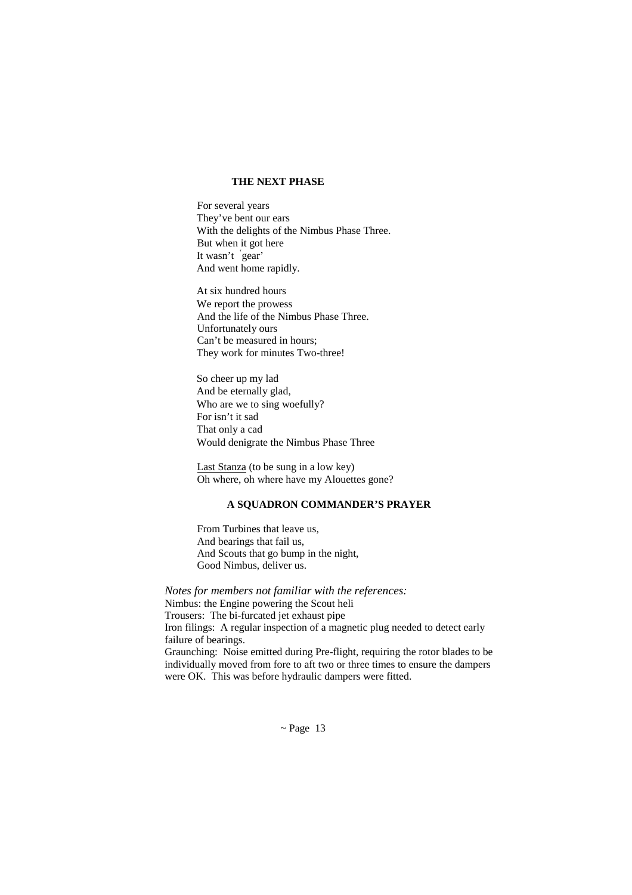## THE NEXT PHASE

For several years
They've bent our ears
With the delights of the Nimbus Phase Three.
But when it got here
It wasn't 'gear'
And went home rapidly.

At six hundred hours
We report the prowess
And the life of the Nimbus Phase Three.
Unfortunately ours
Can't be measured in hours;
They work for minutes Two-three!

So cheer up my lad
And be eternally glad,
Who are we to sing woefully?
For isn't it sad
That only a cad
Would denigrate the Nimbus Phase Three

<u>Last Stanza</u> (to be sung in a low key)
Oh where, oh where have my Alouettes gone?

## A SQUADRON COMMANDER'S PRAYER

From Turbines that leave us,
And bearings that fail us,
And Scouts that go bump in the night,
Good Nimbus, deliver us.

*Notes for members not familiar with the references:*

Nimbus: the Engine powering the Scout heli

Trousers: The bi-furcated jet exhaust pipe

Iron filings: A regular inspection of a magnetic plug needed to detect early failure of bearings.

Graunching: Noise emitted during Pre-flight, requiring the rotor blades to be individually moved from fore to aft two or three times to ensure the dampers were OK. This was before hydraulic dampers were fitted.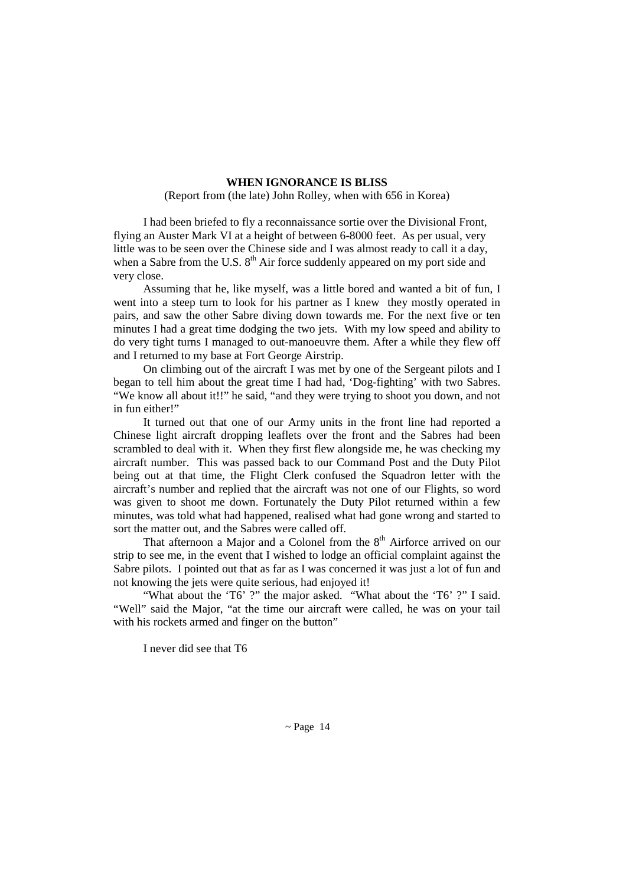## WHEN IGNORANCE IS BLISS

(Report from (the late) John Rolley, when with 656 in Korea)

I had been briefed to fly a reconnaissance sortie over the Divisional Front, flying an Auster Mark VI at a height of between 6-8000 feet. As per usual, very little was to be seen over the Chinese side and I was almost ready to call it a day, when a Sabre from the U.S. 8th Air force suddenly appeared on my port side and very close.

Assuming that he, like myself, was a little bored and wanted a bit of fun, I went into a steep turn to look for his partner as I knew they mostly operated in pairs, and saw the other Sabre diving down towards me. For the next five or ten minutes I had a great time dodging the two jets. With my low speed and ability to do very tight turns I managed to out-manoeuvre them. After a while they flew off and I returned to my base at Fort George Airstrip.

On climbing out of the aircraft I was met by one of the Sergeant pilots and I began to tell him about the great time I had had, 'Dog-fighting' with two Sabres. "We know all about it!!" he said, "and they were trying to shoot you down, and not in fun either!"

It turned out that one of our Army units in the front line had reported a Chinese light aircraft dropping leaflets over the front and the Sabres had been scrambled to deal with it. When they first flew alongside me, he was checking my aircraft number. This was passed back to our Command Post and the Duty Pilot being out at that time, the Flight Clerk confused the Squadron letter with the aircraft's number and replied that the aircraft was not one of our Flights, so word was given to shoot me down. Fortunately the Duty Pilot returned within a few minutes, was told what had happened, realised what had gone wrong and started to sort the matter out, and the Sabres were called off.

That afternoon a Major and a Colonel from the 8th Airforce arrived on our strip to see me, in the event that I wished to lodge an official complaint against the Sabre pilots. I pointed out that as far as I was concerned it was just a lot of fun and not knowing the jets were quite serious, had enjoyed it!

"What about the 'T6' ?" the major asked. "What about the 'T6' ?" I said. "Well" said the Major, "at the time our aircraft were called, he was on your tail with his rockets armed and finger on the button"

I never did see that T6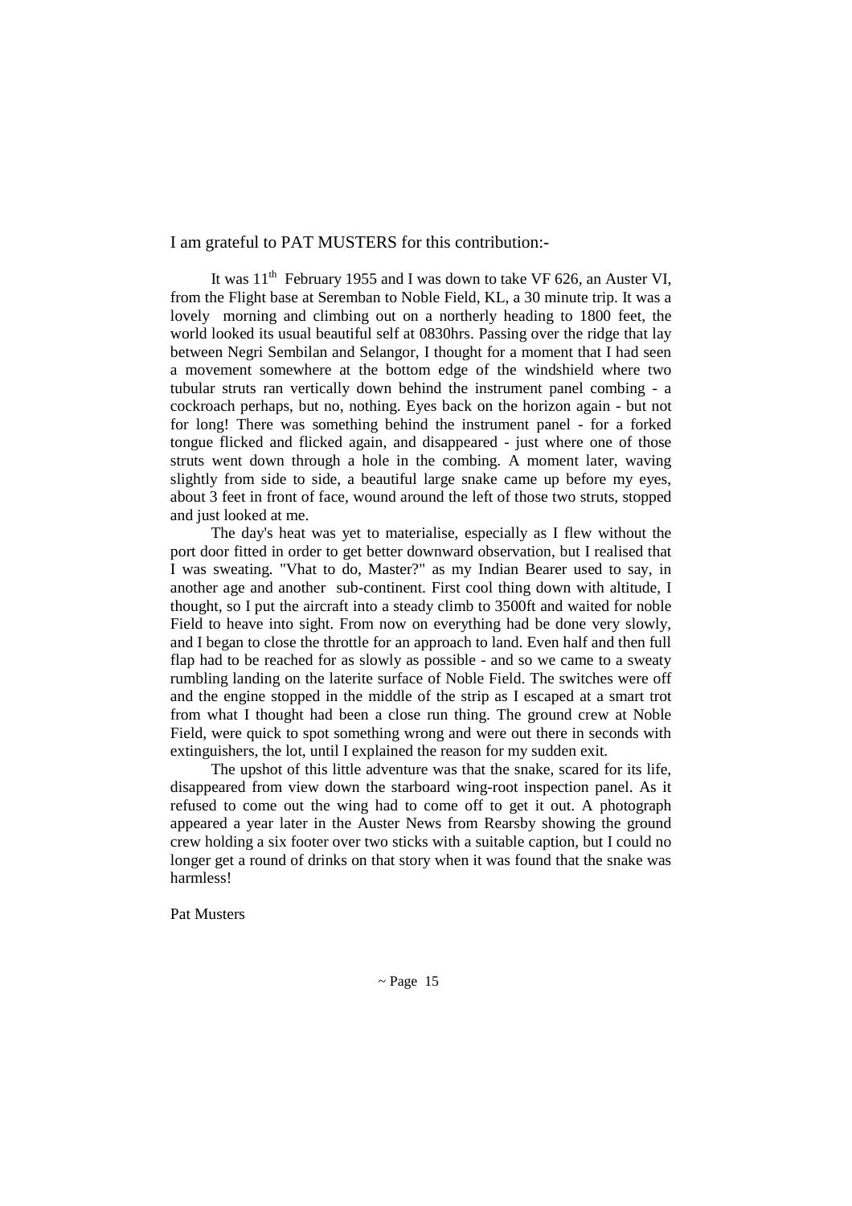I am grateful to PAT MUSTERS for this contribution:-

It was 11th February 1955 and I was down to take VF 626, an Auster VI, from the Flight base at Seremban to Noble Field, KL, a 30 minute trip. It was a lovely morning and climbing out on a northerly heading to 1800 feet, the world looked its usual beautiful self at 0830hrs. Passing over the ridge that lay between Negri Sembilan and Selangor, I thought for a moment that I had seen a movement somewhere at the bottom edge of the windshield where two tubular struts ran vertically down behind the instrument panel combing - a cockroach perhaps, but no, nothing. Eyes back on the horizon again - but not for long! There was something behind the instrument panel - for a forked tongue flicked and flicked again, and disappeared - just where one of those struts went down through a hole in the combing. A moment later, waving slightly from side to side, a beautiful large snake came up before my eyes, about 3 feet in front of face, wound around the left of those two struts, stopped and just looked at me.

The day's heat was yet to materialise, especially as I flew without the port door fitted in order to get better downward observation, but I realised that I was sweating. "Vhat to do, Master?" as my Indian Bearer used to say, in another age and another sub-continent. First cool thing down with altitude, I thought, so I put the aircraft into a steady climb to 3500ft and waited for noble Field to heave into sight. From now on everything had be done very slowly, and I began to close the throttle for an approach to land. Even half and then full flap had to be reached for as slowly as possible - and so we came to a sweaty rumbling landing on the laterite surface of Noble Field. The switches were off and the engine stopped in the middle of the strip as I escaped at a smart trot from what I thought had been a close run thing. The ground crew at Noble Field, were quick to spot something wrong and were out there in seconds with extinguishers, the lot, until I explained the reason for my sudden exit.

The upshot of this little adventure was that the snake, scared for its life, disappeared from view down the starboard wing-root inspection panel. As it refused to come out the wing had to come off to get it out. A photograph appeared a year later in the Auster News from Rearsby showing the ground crew holding a six footer over two sticks with a suitable caption, but I could no longer get a round of drinks on that story when it was found that the snake was harmless!

Pat Musters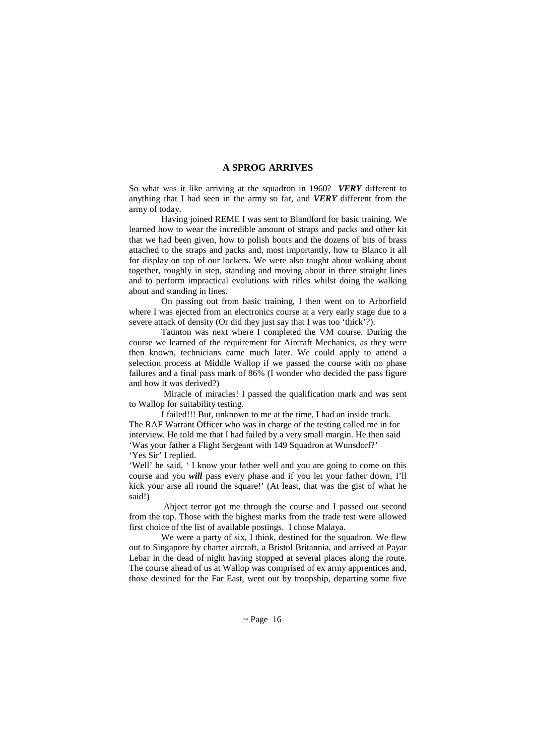## A SPROG ARRIVES

So what was it like arriving at the squadron in 1960? ***VERY*** different to anything that I had seen in the army so far, and ***VERY*** different from the army of today.

Having joined REME I was sent to Blandford for basic training. We learned how to wear the incredible amount of straps and packs and other kit that we had been given, how to polish boots and the dozens of bits of brass attached to the straps and packs and, most importantly, how to Blanco it all for display on top of our lockers. We were also taught about walking about together, roughly in step, standing and moving about in three straight lines and to perform impractical evolutions with rifles whilst doing the walking about and standing in lines.

On passing out from basic training, I then went on to Arborfield where I was ejected from an electronics course at a very early stage due to a severe attack of density (Or did they just say that I was too 'thick'?).

Taunton was next where I completed the VM course. During the course we learned of the requirement for Aircraft Mechanics, as they were then known, technicians came much later. We could apply to attend a selection process at Middle Wallop if we passed the course with no phase failures and a final pass mark of 86% (I wonder who decided the pass figure and how it was derived?)

Miracle of miracles! I passed the qualification mark and was sent to Wallop for suitability testing.

I failed!!! But, unknown to me at the time, I had an inside track. The RAF Warrant Officer who was in charge of the testing called me in for interview. He told me that I had failed by a very small margin. He then said 'Was your father a Flight Sergeant with 149 Squadron at Wunsdorf?'
'Yes Sir' I replied.
'Well' he said, ' I know your father well and you are going to come on this course and you ***will*** pass every phase and if you let your father down, I'll kick your arse all round the square!' (At least, that was the gist of what he said!)

Abject terror got me through the course and I passed out second from the top. Those with the highest marks from the trade test were allowed first choice of the list of available postings. I chose Malaya.

We were a party of six, I think, destined for the squadron. We flew out to Singapore by charter aircraft, a Bristol Britannia, and arrived at Payar Lebar in the dead of night having stopped at several places along the route. The course ahead of us at Wallop was comprised of ex army apprentices and, those destined for the Far East, went out by troopship, departing some five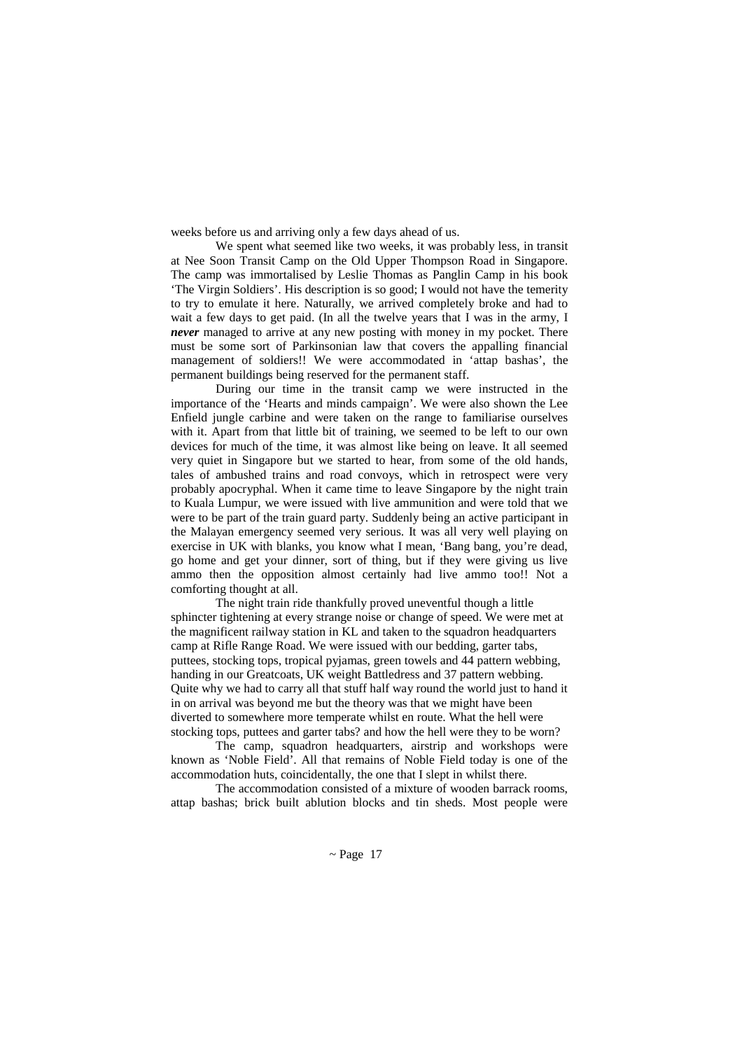weeks before us and arriving only a few days ahead of us.

We spent what seemed like two weeks, it was probably less, in transit at Nee Soon Transit Camp on the Old Upper Thompson Road in Singapore. The camp was immortalised by Leslie Thomas as Panglin Camp in his book 'The Virgin Soldiers'. His description is so good; I would not have the temerity to try to emulate it here. Naturally, we arrived completely broke and had to wait a few days to get paid. (In all the twelve years that I was in the army, I ***never*** managed to arrive at any new posting with money in my pocket. There must be some sort of Parkinsonian law that covers the appalling financial management of soldiers!! We were accommodated in 'attap bashas', the permanent buildings being reserved for the permanent staff.

During our time in the transit camp we were instructed in the importance of the 'Hearts and minds campaign'. We were also shown the Lee Enfield jungle carbine and were taken on the range to familiarise ourselves with it. Apart from that little bit of training, we seemed to be left to our own devices for much of the time, it was almost like being on leave. It all seemed very quiet in Singapore but we started to hear, from some of the old hands, tales of ambushed trains and road convoys, which in retrospect were very probably apocryphal. When it came time to leave Singapore by the night train to Kuala Lumpur, we were issued with live ammunition and were told that we were to be part of the train guard party. Suddenly being an active participant in the Malayan emergency seemed very serious. It was all very well playing on exercise in UK with blanks, you know what I mean, 'Bang bang, you're dead, go home and get your dinner, sort of thing, but if they were giving us live ammo then the opposition almost certainly had live ammo too!! Not a comforting thought at all.

The night train ride thankfully proved uneventful though a little sphincter tightening at every strange noise or change of speed. We were met at the magnificent railway station in KL and taken to the squadron headquarters camp at Rifle Range Road. We were issued with our bedding, garter tabs, puttees, stocking tops, tropical pyjamas, green towels and 44 pattern webbing, handing in our Greatcoats, UK weight Battledress and 37 pattern webbing. Quite why we had to carry all that stuff half way round the world just to hand it in on arrival was beyond me but the theory was that we might have been diverted to somewhere more temperate whilst en route. What the hell were stocking tops, puttees and garter tabs? and how the hell were they to be worn?

The camp, squadron headquarters, airstrip and workshops were known as 'Noble Field'. All that remains of Noble Field today is one of the accommodation huts, coincidentally, the one that I slept in whilst there.

The accommodation consisted of a mixture of wooden barrack rooms, attap bashas; brick built ablution blocks and tin sheds. Most people were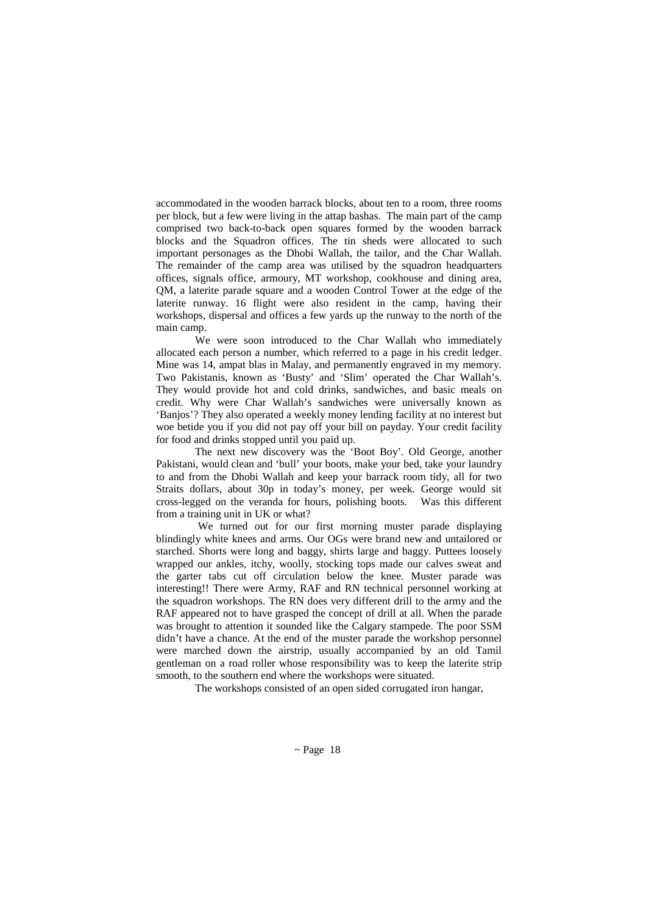accommodated in the wooden barrack blocks, about ten to a room, three rooms per block, but a few were living in the attap bashas. The main part of the camp comprised two back-to-back open squares formed by the wooden barrack blocks and the Squadron offices. The tin sheds were allocated to such important personages as the Dhobi Wallah, the tailor, and the Char Wallah. The remainder of the camp area was utilised by the squadron headquarters offices, signals office, armoury, MT workshop, cookhouse and dining area, QM, a laterite parade square and a wooden Control Tower at the edge of the laterite runway. 16 flight were also resident in the camp, having their workshops, dispersal and offices a few yards up the runway to the north of the main camp.

We were soon introduced to the Char Wallah who immediately allocated each person a number, which referred to a page in his credit ledger. Mine was 14, ampat blas in Malay, and permanently engraved in my memory. Two Pakistanis, known as 'Busty' and 'Slim' operated the Char Wallah's. They would provide hot and cold drinks, sandwiches, and basic meals on credit. Why were Char Wallah's sandwiches were universally known as 'Banjos'? They also operated a weekly money lending facility at no interest but woe betide you if you did not pay off your bill on payday. Your credit facility for food and drinks stopped until you paid up.

The next new discovery was the 'Boot Boy'. Old George, another Pakistani, would clean and 'bull' your boots, make your bed, take your laundry to and from the Dhobi Wallah and keep your barrack room tidy, all for two Straits dollars, about 30p in today's money, per week. George would sit cross-legged on the veranda for hours, polishing boots. Was this different from a training unit in UK or what?

We turned out for our first morning muster parade displaying blindingly white knees and arms. Our OGs were brand new and untailored or starched. Shorts were long and baggy, shirts large and baggy. Puttees loosely wrapped our ankles, itchy, woolly, stocking tops made our calves sweat and the garter tabs cut off circulation below the knee. Muster parade was interesting!! There were Army, RAF and RN technical personnel working at the squadron workshops. The RN does very different drill to the army and the RAF appeared not to have grasped the concept of drill at all. When the parade was brought to attention it sounded like the Calgary stampede. The poor SSM didn't have a chance. At the end of the muster parade the workshop personnel were marched down the airstrip, usually accompanied by an old Tamil gentleman on a road roller whose responsibility was to keep the laterite strip smooth, to the southern end where the workshops were situated.

The workshops consisted of an open sided corrugated iron hangar,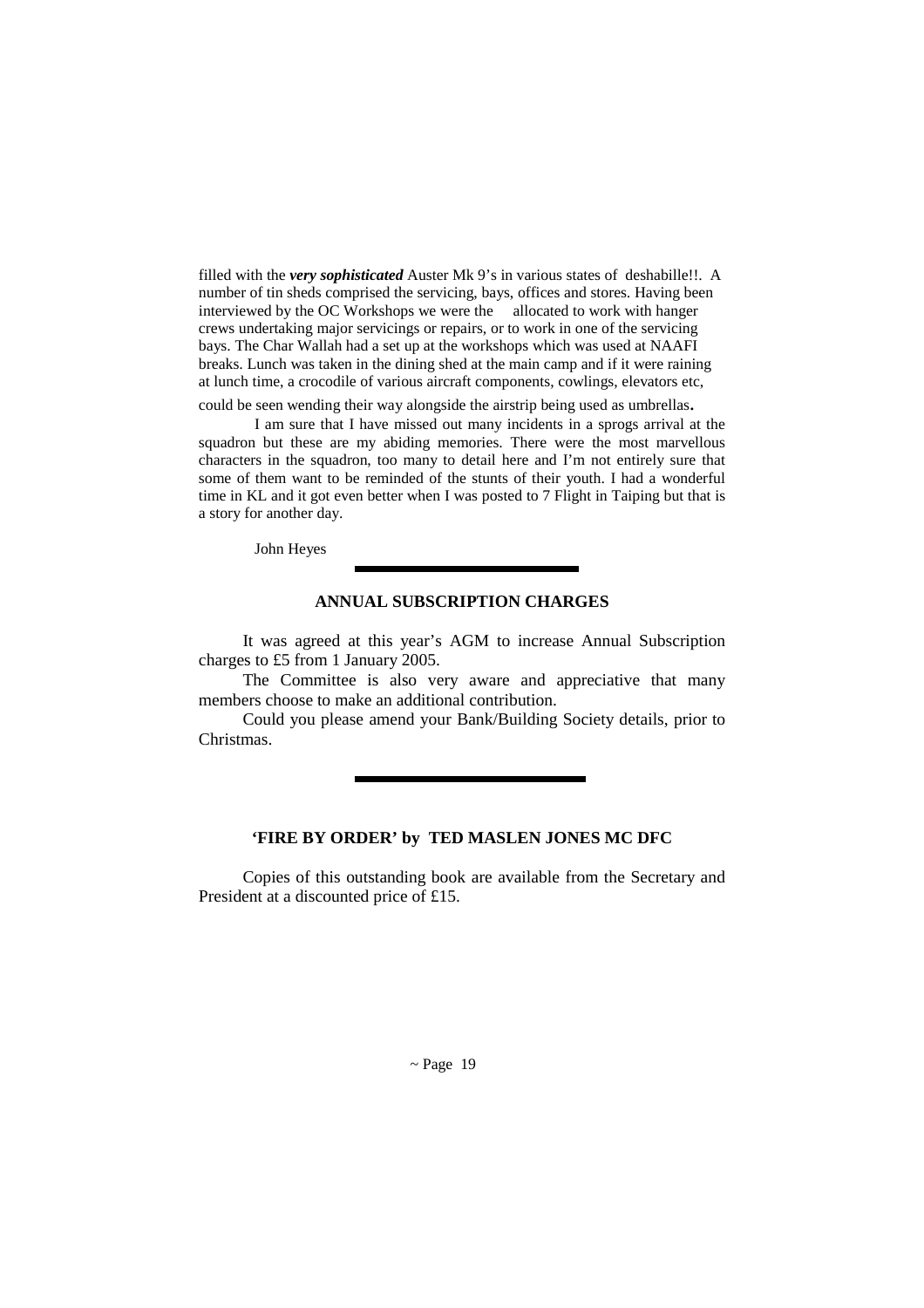filled with the ***very sophisticated*** Auster Mk 9's in various states of deshabille!!. A number of tin sheds comprised the servicing, bays, offices and stores. Having been interviewed by the OC Workshops we were the allocated to work with hanger crews undertaking major servicings or repairs, or to work in one of the servicing bays. The Char Wallah had a set up at the workshops which was used at NAAFI breaks. Lunch was taken in the dining shed at the main camp and if it were raining at lunch time, a crocodile of various aircraft components, cowlings, elevators etc, could be seen wending their way alongside the airstrip being used as umbrellas.

I am sure that I have missed out many incidents in a sprogs arrival at the squadron but these are my abiding memories. There were the most marvellous characters in the squadron, too many to detail here and I'm not entirely sure that some of them want to be reminded of the stunts of their youth. I had a wonderful time in KL and it got even better when I was posted to 7 Flight in Taiping but that is a story for another day.

John Heyes

---

## ANNUAL SUBSCRIPTION CHARGES

It was agreed at this year's AGM to increase Annual Subscription charges to £5 from 1 January 2005.

The Committee is also very aware and appreciative that many members choose to make an additional contribution.

Could you please amend your Bank/Building Society details, prior to Christmas.

---

## 'FIRE BY ORDER' by TED MASLEN JONES MC DFC

Copies of this outstanding book are available from the Secretary and President at a discounted price of £15.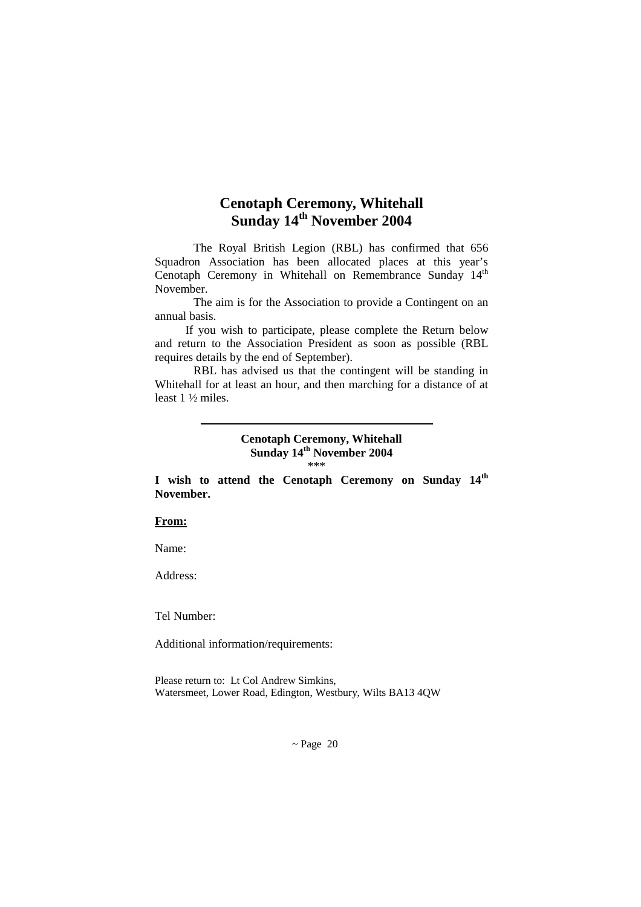# Cenotaph Ceremony, Whitehall
# Sunday 14th November 2004

The Royal British Legion (RBL) has confirmed that 656 Squadron Association has been allocated places at this year's Cenotaph Ceremony in Whitehall on Remembrance Sunday 14th November.

The aim is for the Association to provide a Contingent on an annual basis.

If you wish to participate, please complete the Return below and return to the Association President as soon as possible (RBL requires details by the end of September).

RBL has advised us that the contingent will be standing in Whitehall for at least an hour, and then marching for a distance of at least 1 ½ miles.

---

**Cenotaph Ceremony, Whitehall**
**Sunday 14th November 2004**

\*\*\*

**I wish to attend the Cenotaph Ceremony on Sunday 14th November.**

**<u>From:</u>**

Name:

Address:

Tel Number:

Additional information/requirements:

Please return to: Lt Col Andrew Simkins,
Watersmeet, Lower Road, Edington, Westbury, Wilts BA13 4QW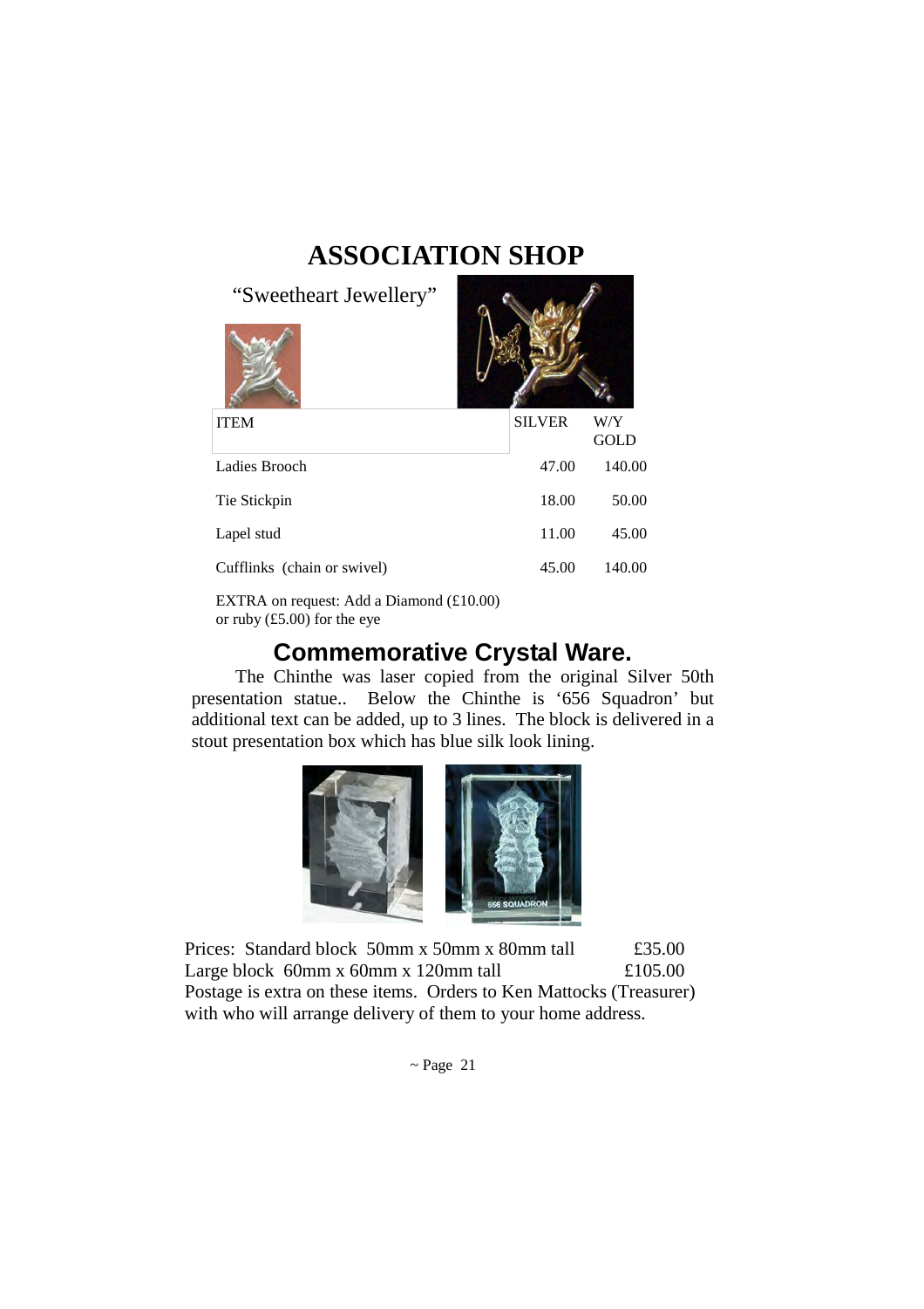# ASSOCIATION SHOP

“Sweetheart Jewellery”

| ITEM | SILVER | W/Y GOLD |
|---|---|---|
| Ladies Brooch | 47.00 | 140.00 |
| Tie Stickpin | 18.00 | 50.00 |
| Lapel stud | 11.00 | 45.00 |
| Cufflinks (chain or swivel) | 45.00 | 140.00 |

EXTRA on request: Add a Diamond (£10.00) or ruby (£5.00) for the eye

## Commemorative Crystal Ware.

The Chinthe was laser copied from the original Silver 50th presentation statue.. Below the Chinthe is ‘656 Squadron’ but additional text can be added, up to 3 lines. The block is delivered in a stout presentation box which has blue silk look lining.

Prices: Standard block 50mm x 50mm x 80mm tall £35.00
Large block 60mm x 60mm x 120mm tall £105.00
Postage is extra on these items. Orders to Ken Mattocks (Treasurer) with who will arrange delivery of them to your home address.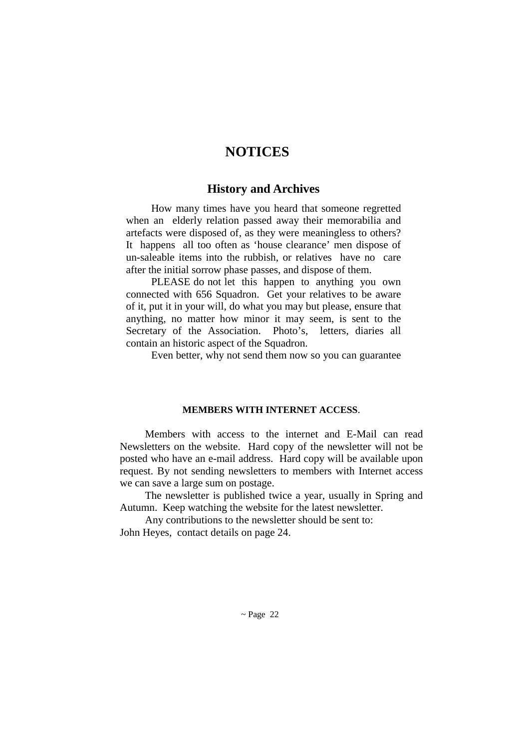# NOTICES

## History and Archives

How many times have you heard that someone regretted when an elderly relation passed away their memorabilia and artefacts were disposed of, as they were meaningless to others? It happens all too often as 'house clearance' men dispose of un-saleable items into the rubbish, or relatives have no care after the initial sorrow phase passes, and dispose of them.

PLEASE do not let this happen to anything you own connected with 656 Squadron. Get your relatives to be aware of it, put it in your will, do what you may but please, ensure that anything, no matter how minor it may seem, is sent to the Secretary of the Association. Photo's, letters, diaries all contain an historic aspect of the Squadron.

Even better, why not send them now so you can guarantee

**MEMBERS WITH INTERNET ACCESS**.

Members with access to the internet and E-Mail can read Newsletters on the website. Hard copy of the newsletter will not be posted who have an e-mail address. Hard copy will be available upon request. By not sending newsletters to members with Internet access we can save a large sum on postage.

The newsletter is published twice a year, usually in Spring and Autumn. Keep watching the website for the latest newsletter.

Any contributions to the newsletter should be sent to:
John Heyes, contact details on page 24.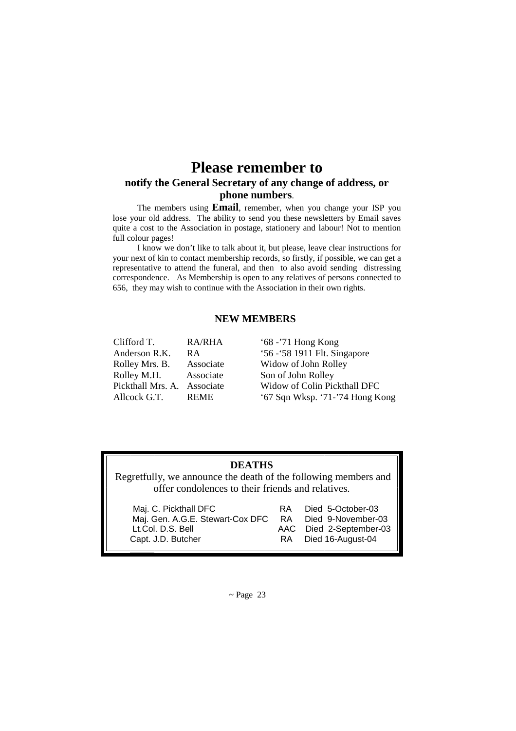# Please remember to

## notify the General Secretary of any change of address, or phone numbers.

The members using **Email**, remember, when you change your ISP you lose your old address. The ability to send you these newsletters by Email saves quite a cost to the Association in postage, stationery and labour! Not to mention full colour pages!

I know we don't like to talk about it, but please, leave clear instructions for your next of kin to contact membership records, so firstly, if possible, we can get a representative to attend the funeral, and then to also avoid sending distressing correspondence. As Membership is open to any relatives of persons connected to 656, they may wish to continue with the Association in their own rights.

### NEW MEMBERS

| | | |
|---|---|---|
| Clifford T. | RA/RHA | '68 -'71 Hong Kong |
| Anderson R.K. | RA | '56 -'58 1911 Flt. Singapore |
| Rolley Mrs. B. | Associate | Widow of John Rolley |
| Rolley M.H. | Associate | Son of John Rolley |
| Pickthall Mrs. A. | Associate | Widow of Colin Pickthall DFC |
| Allcock G.T. | REME | '67 Sqn Wksp. '71-'74 Hong Kong |

### DEATHS

Regretfully, we announce the death of the following members and offer condolences to their friends and relatives.

| | | |
|---|---|---|
| Maj. C. Pickthall DFC | RA | Died 5-October-03 |
| Maj. Gen. A.G.E. Stewart-Cox DFC | RA | Died 9-November-03 |
| Lt.Col. D.S. Bell | AAC | Died 2-September-03 |
| Capt. J.D. Butcher | RA | Died 16-August-04 |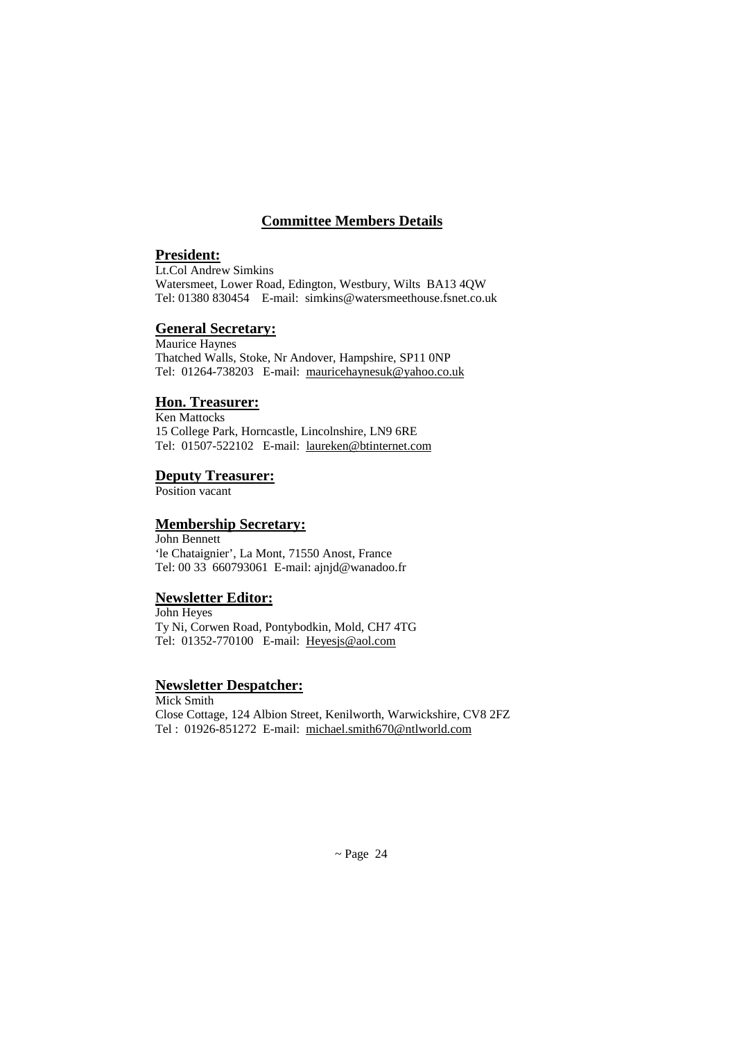# Committee Members Details

## President:

Lt.Col Andrew Simkins
Watersmeet, Lower Road, Edington, Westbury, Wilts BA13 4QW
Tel: 01380 830454 E-mail: simkins@watersmeethouse.fsnet.co.uk

## General Secretary:

Maurice Haynes
Thatched Walls, Stoke, Nr Andover, Hampshire, SP11 0NP
Tel: 01264-738203 E-mail: mauricehaynesuk@yahoo.co.uk

## Hon. Treasurer:

Ken Mattocks
15 College Park, Horncastle, Lincolnshire, LN9 6RE
Tel: 01507-522102 E-mail: laureken@btinternet.com

## Deputy Treasurer:

Position vacant

## Membership Secretary:

John Bennett
'le Chataignier', La Mont, 71550 Anost, France
Tel: 00 33 660793061 E-mail: ajnjd@wanadoo.fr

## Newsletter Editor:

John Heyes
Ty Ni, Corwen Road, Pontybodkin, Mold, CH7 4TG
Tel: 01352-770100 E-mail: Heyesjs@aol.com

## Newsletter Despatcher:

Mick Smith
Close Cottage, 124 Albion Street, Kenilworth, Warwickshire, CV8 2FZ
Tel : 01926-851272 E-mail: michael.smith670@ntlworld.com